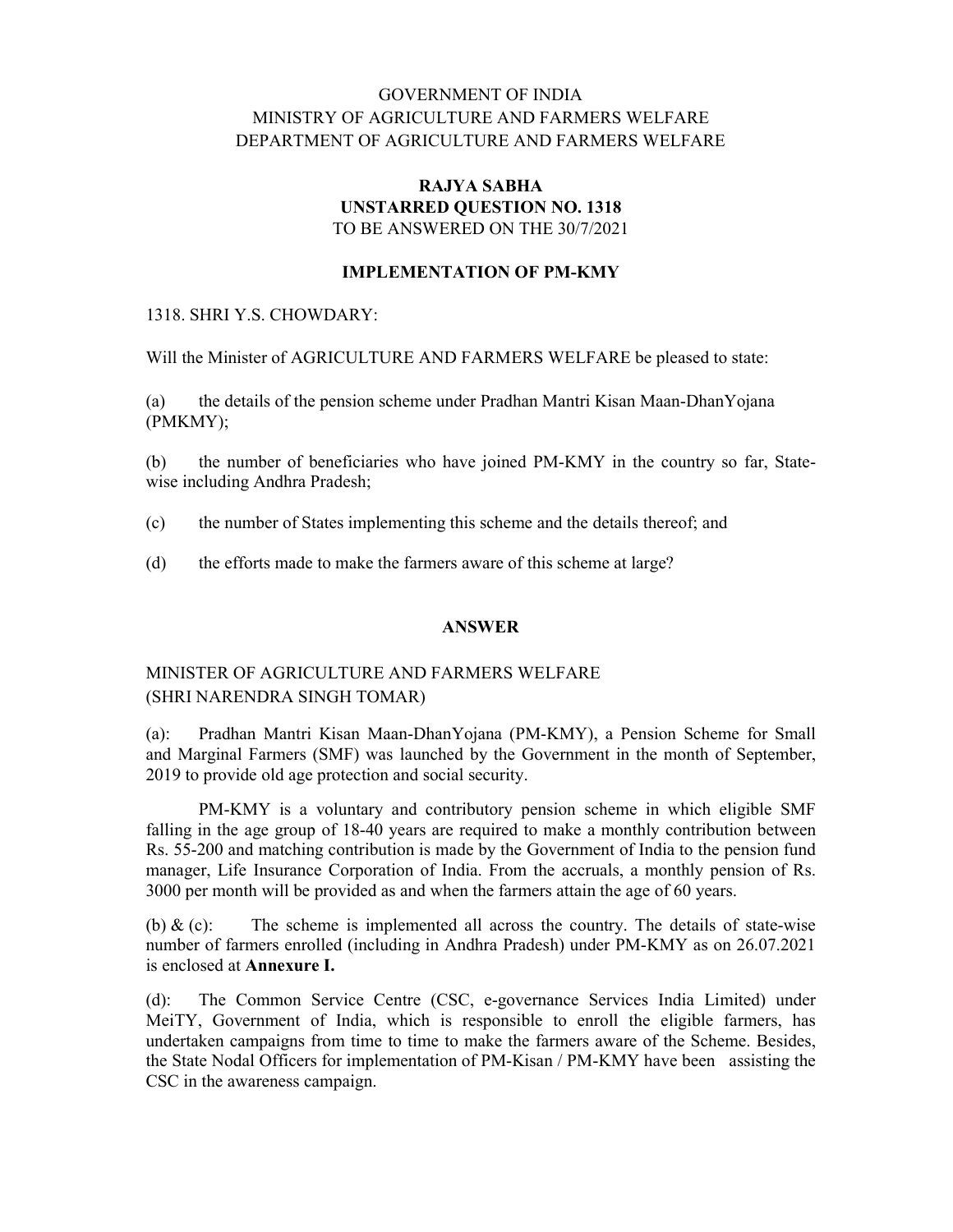GOVERNMENT OF INDIA
MINISTRY OF AGRICULTURE AND FARMERS WELFARE
DEPARTMENT OF AGRICULTURE AND FARMERS WELFARE

**RAJYA SABHA**
**UNSTARRED QUESTION NO. 1318**
TO BE ANSWERED ON THE 30/7/2021

**IMPLEMENTATION OF PM-KMY**

1318. SHRI Y.S. CHOWDARY:

Will the Minister of AGRICULTURE AND FARMERS WELFARE be pleased to state:

(a) the details of the pension scheme under Pradhan Mantri Kisan Maan-DhanYojana (PMKMY);

(b) the number of beneficiaries who have joined PM-KMY in the country so far, State-wise including Andhra Pradesh;

(c) the number of States implementing this scheme and the details thereof; and

(d) the efforts made to make the farmers aware of this scheme at large?

**ANSWER**

MINISTER OF AGRICULTURE AND FARMERS WELFARE
(SHRI NARENDRA SINGH TOMAR)

(a): Pradhan Mantri Kisan Maan-DhanYojana (PM-KMY), a Pension Scheme for Small and Marginal Farmers (SMF) was launched by the Government in the month of September, 2019 to provide old age protection and social security.

PM-KMY is a voluntary and contributory pension scheme in which eligible SMF falling in the age group of 18-40 years are required to make a monthly contribution between Rs. 55-200 and matching contribution is made by the Government of India to the pension fund manager, Life Insurance Corporation of India. From the accruals, a monthly pension of Rs. 3000 per month will be provided as and when the farmers attain the age of 60 years.

(b) & (c): The scheme is implemented all across the country. The details of state-wise number of farmers enrolled (including in Andhra Pradesh) under PM-KMY as on 26.07.2021 is enclosed at **Annexure I.**

(d): The Common Service Centre (CSC, e-governance Services India Limited) under MeiTY, Government of India, which is responsible to enroll the eligible farmers, has undertaken campaigns from time to time to make the farmers aware of the Scheme. Besides, the State Nodal Officers for implementation of PM-Kisan / PM-KMY have been assisting the CSC in the awareness campaign.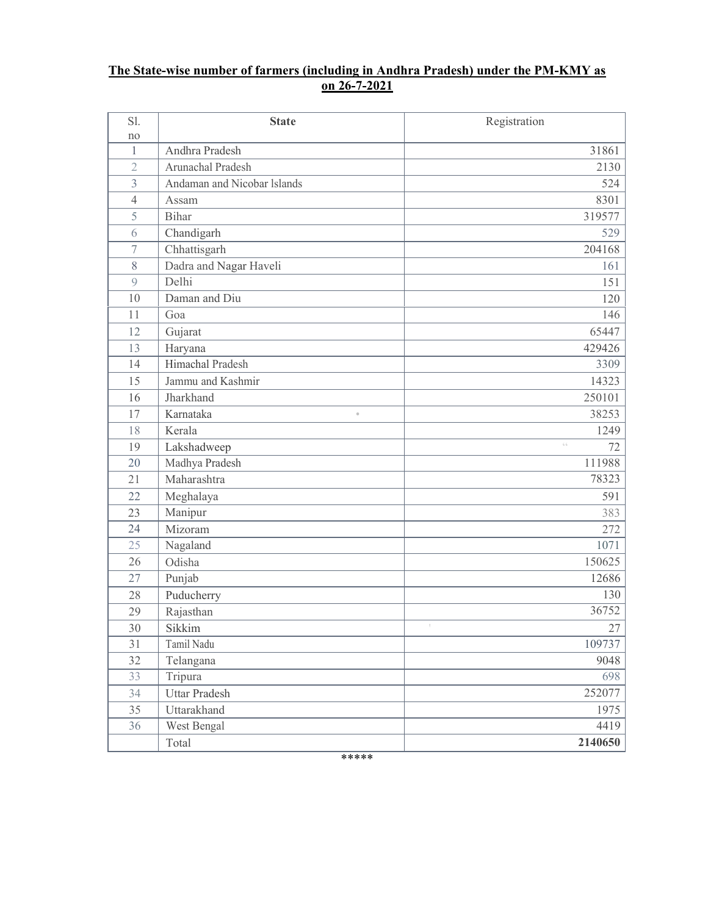**The State-wise number of farmers (including in Andhra Pradesh) under the PM-KMY as on 26-7-2021**

| Sl. no | State | Registration |
|---|---|---|
| 1 | Andhra Pradesh | 31861 |
| 2 | Arunachal Pradesh | 2130 |
| 3 | Andaman and Nicobar lslands | 524 |
| 4 | Assam | 8301 |
| 5 | Bihar | 319577 |
| 6 | Chandigarh | 529 |
| 7 | Chhattisgarh | 204168 |
| 8 | Dadra and Nagar Haveli | 161 |
| 9 | Delhi | 151 |
| 10 | Daman and Diu | 120 |
| 11 | Goa | 146 |
| 12 | Gujarat | 65447 |
| 13 | Haryana | 429426 |
| 14 | Himachal Pradesh | 3309 |
| 15 | Jammu and Kashmir | 14323 |
| 16 | Jharkhand | 250101 |
| 17 | Karnataka | 38253 |
| 18 | Kerala | 1249 |
| 19 | Lakshadweep | 72 |
| 20 | Madhya Pradesh | 111988 |
| 21 | Maharashtra | 78323 |
| 22 | Meghalaya | 591 |
| 23 | Manipur | 383 |
| 24 | Mizoram | 272 |
| 25 | Nagaland | 1071 |
| 26 | Odisha | 150625 |
| 27 | Punjab | 12686 |
| 28 | Puducherry | 130 |
| 29 | Rajasthan | 36752 |
| 30 | Sikkim | 27 |
| 31 | Tamil Nadu | 109737 |
| 32 | Telangana | 9048 |
| 33 | Tripura | 698 |
| 34 | Uttar Pradesh | 252077 |
| 35 | Uttarakhand | 1975 |
| 36 | West Bengal | 4419 |
| | Total | **2140650** |

*****